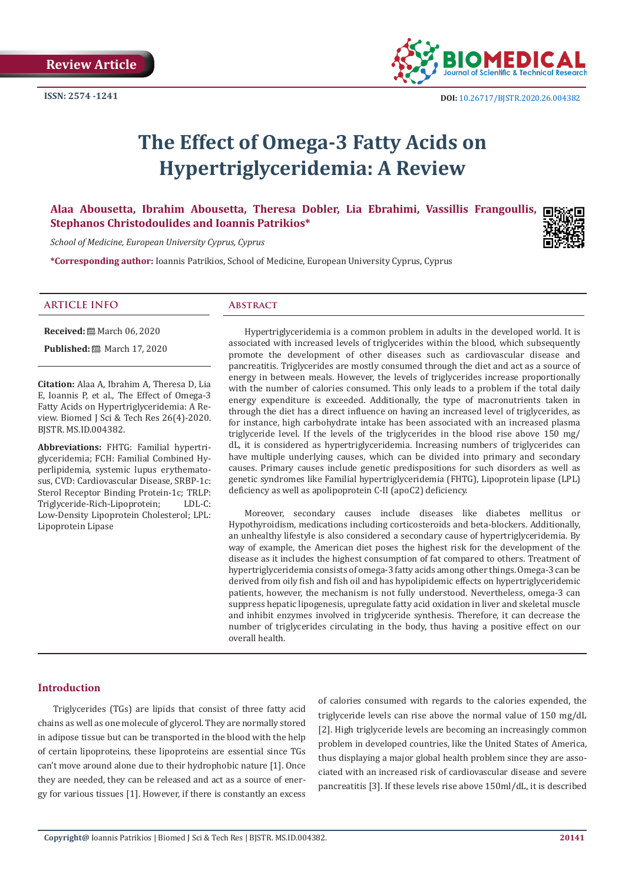Review Article

ISSN: 2574 -1241

DOI: 10.26717/BJSTR.2020.26.004382

# The Effect of Omega-3 Fatty Acids on Hypertriglyceridemia: A Review

**Alaa Abousetta, Ibrahim Abousetta, Theresa Dobler, Lia Ebrahimi, Vassillis Frangoullis, Stephanos Christodoulides and Ioannis Patrikios***

*School of Medicine, European University Cyprus, Cyprus*

**\*Corresponding author:** Ioannis Patrikios, School of Medicine, European University Cyprus, Cyprus

## ARTICLE INFO

**Received:** March 06, 2020

**Published:** March 17, 2020

**Citation:** Alaa A, Ibrahim A, Theresa D, Lia E, Ioannis P, et al., The Effect of Omega-3 Fatty Acids on Hypertriglyceridemia: A Review. Biomed J Sci & Tech Res 26(4)-2020. BJSTR. MS.ID.004382.

**Abbreviations:** FHTG: Familial hypertriglyceridemia; FCH: Familial Combined Hyperlipidemia, systemic lupus erythematosus, CVD: Cardiovascular Disease, SRBP-1c: Sterol Receptor Binding Protein-1c; TRLP: Triglyceride-Rich-Lipoprotein; LDL-C: Low-Density Lipoprotein Cholesterol; LPL: Lipoprotein Lipase

## Abstract

Hypertriglyceridemia is a common problem in adults in the developed world. It is associated with increased levels of triglycerides within the blood, which subsequently promote the development of other diseases such as cardiovascular disease and pancreatitis. Triglycerides are mostly consumed through the diet and act as a source of energy in between meals. However, the levels of triglycerides increase proportionally with the number of calories consumed. This only leads to a problem if the total daily energy expenditure is exceeded. Additionally, the type of macronutrients taken in through the diet has a direct influence on having an increased level of triglycerides, as for instance, high carbohydrate intake has been associated with an increased plasma triglyceride level. If the levels of the triglycerides in the blood rise above 150 mg/dL, it is considered as hypertriglyceridemia. Increasing numbers of triglycerides can have multiple underlying causes, which can be divided into primary and secondary causes. Primary causes include genetic predispositions for such disorders as well as genetic syndromes like Familial hypertriglyceridemia (FHTG), Lipoprotein lipase (LPL) deficiency as well as apolipoprotein C-II (apoC2) deficiency.

Moreover, secondary causes include diseases like diabetes mellitus or Hypothyroidism, medications including corticosteroids and beta-blockers. Additionally, an unhealthy lifestyle is also considered a secondary cause of hypertriglyceridemia. By way of example, the American diet poses the highest risk for the development of the disease as it includes the highest consumption of fat compared to others. Treatment of hypertriglyceridemia consists of omega-3 fatty acids among other things. Omega-3 can be derived from oily fish and fish oil and has hypolipidemic effects on hypertriglyceridemic patients, however, the mechanism is not fully understood. Nevertheless, omega-3 can suppress hepatic lipogenesis, upregulate fatty acid oxidation in liver and skeletal muscle and inhibit enzymes involved in triglyceride synthesis. Therefore, it can decrease the number of triglycerides circulating in the body, thus having a positive effect on our overall health.

## Introduction

Triglycerides (TGs) are lipids that consist of three fatty acid chains as well as one molecule of glycerol. They are normally stored in adipose tissue but can be transported in the blood with the help of certain lipoproteins, these lipoproteins are essential since TGs can't move around alone due to their hydrophobic nature [1]. Once they are needed, they can be released and act as a source of energy for various tissues [1]. However, if there is constantly an excess of calories consumed with regards to the calories expended, the triglyceride levels can rise above the normal value of 150 mg/dL [2]. High triglyceride levels are becoming an increasingly common problem in developed countries, like the United States of America, thus displaying a major global health problem since they are associated with an increased risk of cardiovascular disease and severe pancreatitis [3]. If these levels rise above 150ml/dL, it is described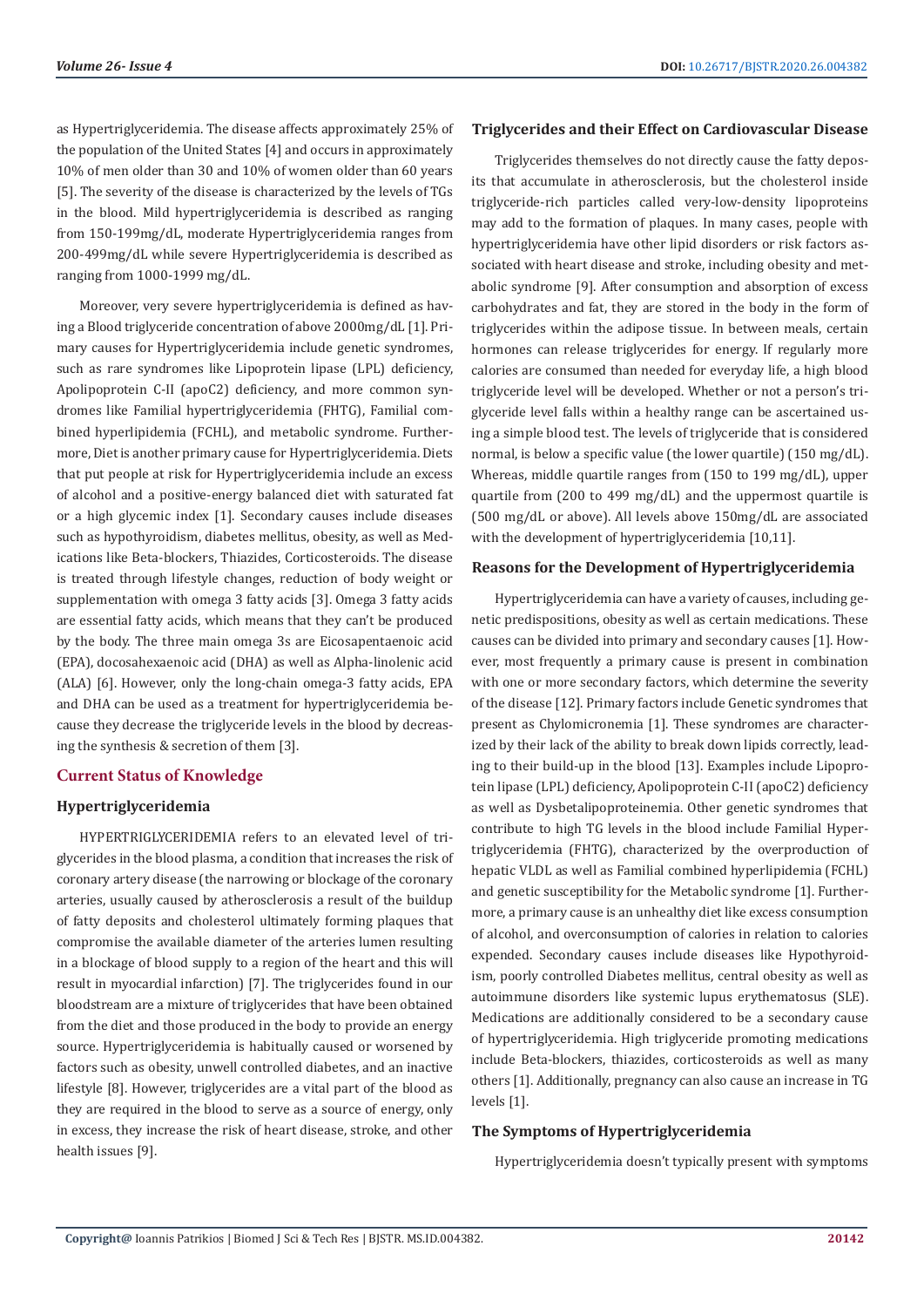as Hypertriglyceridemia. The disease affects approximately 25% of the population of the United States [4] and occurs in approximately 10% of men older than 30 and 10% of women older than 60 years [5]. The severity of the disease is characterized by the levels of TGs in the blood. Mild hypertriglyceridemia is described as ranging from 150-199mg/dL, moderate Hypertriglyceridemia ranges from 200-499mg/dL while severe Hypertriglyceridemia is described as ranging from 1000-1999 mg/dL.

Moreover, very severe hypertriglyceridemia is defined as having a Blood triglyceride concentration of above 2000mg/dL [1]. Primary causes for Hypertriglyceridemia include genetic syndromes, such as rare syndromes like Lipoprotein lipase (LPL) deficiency, Apolipoprotein C-II (apoC2) deficiency, and more common syndromes like Familial hypertriglyceridemia (FHTG), Familial combined hyperlipidemia (FCHL), and metabolic syndrome. Furthermore, Diet is another primary cause for Hypertriglyceridemia. Diets that put people at risk for Hypertriglyceridemia include an excess of alcohol and a positive-energy balanced diet with saturated fat or a high glycemic index [1]. Secondary causes include diseases such as hypothyroidism, diabetes mellitus, obesity, as well as Medications like Beta-blockers, Thiazides, Corticosteroids. The disease is treated through lifestyle changes, reduction of body weight or supplementation with omega 3 fatty acids [3]. Omega 3 fatty acids are essential fatty acids, which means that they can't be produced by the body. The three main omega 3s are Eicosapentaenoic acid (EPA), docosahexaenoic acid (DHA) as well as Alpha-linolenic acid (ALA) [6]. However, only the long-chain omega-3 fatty acids, EPA and DHA can be used as a treatment for hypertriglyceridemia because they decrease the triglyceride levels in the blood by decreasing the synthesis & secretion of them [3].

## Current Status of Knowledge

### Hypertriglyceridemia

HYPERTRIGLYCERIDEMIA refers to an elevated level of triglycerides in the blood plasma, a condition that increases the risk of coronary artery disease (the narrowing or blockage of the coronary arteries, usually caused by atherosclerosis a result of the buildup of fatty deposits and cholesterol ultimately forming plaques that compromise the available diameter of the arteries lumen resulting in a blockage of blood supply to a region of the heart and this will result in myocardial infarction) [7]. The triglycerides found in our bloodstream are a mixture of triglycerides that have been obtained from the diet and those produced in the body to provide an energy source. Hypertriglyceridemia is habitually caused or worsened by factors such as obesity, unwell controlled diabetes, and an inactive lifestyle [8]. However, triglycerides are a vital part of the blood as they are required in the blood to serve as a source of energy, only in excess, they increase the risk of heart disease, stroke, and other health issues [9].

### Triglycerides and their Effect on Cardiovascular Disease

Triglycerides themselves do not directly cause the fatty deposits that accumulate in atherosclerosis, but the cholesterol inside triglyceride-rich particles called very-low-density lipoproteins may add to the formation of plaques. In many cases, people with hypertriglyceridemia have other lipid disorders or risk factors associated with heart disease and stroke, including obesity and metabolic syndrome [9]. After consumption and absorption of excess carbohydrates and fat, they are stored in the body in the form of triglycerides within the adipose tissue. In between meals, certain hormones can release triglycerides for energy. If regularly more calories are consumed than needed for everyday life, a high blood triglyceride level will be developed. Whether or not a person's triglyceride level falls within a healthy range can be ascertained using a simple blood test. The levels of triglyceride that is considered normal, is below a specific value (the lower quartile) (150 mg/dL). Whereas, middle quartile ranges from (150 to 199 mg/dL), upper quartile from (200 to 499 mg/dL) and the uppermost quartile is (500 mg/dL or above). All levels above 150mg/dL are associated with the development of hypertriglyceridemia [10,11].

### Reasons for the Development of Hypertriglyceridemia

Hypertriglyceridemia can have a variety of causes, including genetic predispositions, obesity as well as certain medications. These causes can be divided into primary and secondary causes [1]. However, most frequently a primary cause is present in combination with one or more secondary factors, which determine the severity of the disease [12]. Primary factors include Genetic syndromes that present as Chylomicronemia [1]. These syndromes are characterized by their lack of the ability to break down lipids correctly, leading to their build-up in the blood [13]. Examples include Lipoprotein lipase (LPL) deficiency, Apolipoprotein C-II (apoC2) deficiency as well as Dysbetalipoproteinemia. Other genetic syndromes that contribute to high TG levels in the blood include Familial Hypertriglyceridemia (FHTG), characterized by the overproduction of hepatic VLDL as well as Familial combined hyperlipidemia (FCHL) and genetic susceptibility for the Metabolic syndrome [1]. Furthermore, a primary cause is an unhealthy diet like excess consumption of alcohol, and overconsumption of calories in relation to calories expended. Secondary causes include diseases like Hypothyroidism, poorly controlled Diabetes mellitus, central obesity as well as autoimmune disorders like systemic lupus erythematosus (SLE). Medications are additionally considered to be a secondary cause of hypertriglyceridemia. High triglyceride promoting medications include Beta-blockers, thiazides, corticosteroids as well as many others [1]. Additionally, pregnancy can also cause an increase in TG levels [1].

### The Symptoms of Hypertriglyceridemia

Hypertriglyceridemia doesn't typically present with symptoms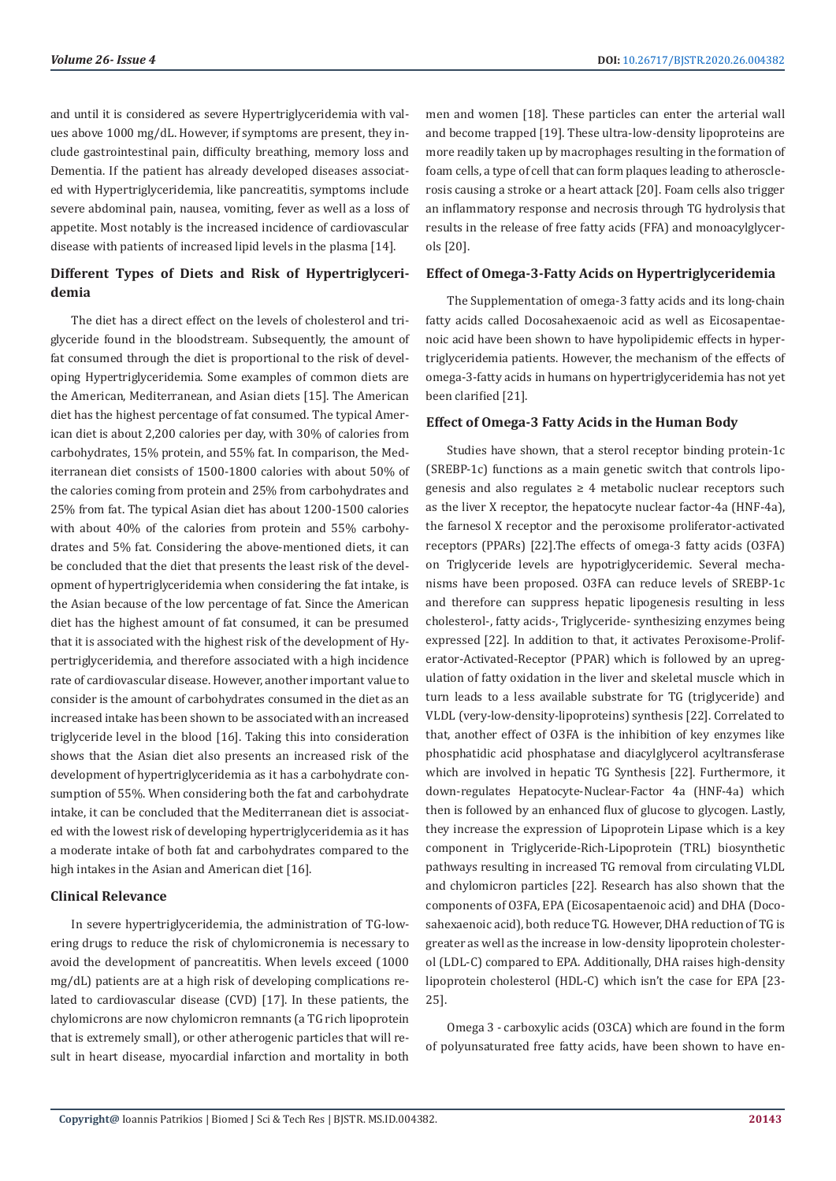and until it is considered as severe Hypertriglyceridemia with values above 1000 mg/dL. However, if symptoms are present, they include gastrointestinal pain, difficulty breathing, memory loss and Dementia. If the patient has already developed diseases associated with Hypertriglyceridemia, like pancreatitis, symptoms include severe abdominal pain, nausea, vomiting, fever as well as a loss of appetite. Most notably is the increased incidence of cardiovascular disease with patients of increased lipid levels in the plasma [14].

## Different Types of Diets and Risk of Hypertriglyceridemia

The diet has a direct effect on the levels of cholesterol and triglyceride found in the bloodstream. Subsequently, the amount of fat consumed through the diet is proportional to the risk of developing Hypertriglyceridemia. Some examples of common diets are the American, Mediterranean, and Asian diets [15]. The American diet has the highest percentage of fat consumed. The typical American diet is about 2,200 calories per day, with 30% of calories from carbohydrates, 15% protein, and 55% fat. In comparison, the Mediterranean diet consists of 1500-1800 calories with about 50% of the calories coming from protein and 25% from carbohydrates and 25% from fat. The typical Asian diet has about 1200-1500 calories with about 40% of the calories from protein and 55% carbohydrates and 5% fat. Considering the above-mentioned diets, it can be concluded that the diet that presents the least risk of the development of hypertriglyceridemia when considering the fat intake, is the Asian because of the low percentage of fat. Since the American diet has the highest amount of fat consumed, it can be presumed that it is associated with the highest risk of the development of Hypertriglyceridemia, and therefore associated with a high incidence rate of cardiovascular disease. However, another important value to consider is the amount of carbohydrates consumed in the diet as an increased intake has been shown to be associated with an increased triglyceride level in the blood [16]. Taking this into consideration shows that the Asian diet also presents an increased risk of the development of hypertriglyceridemia as it has a carbohydrate consumption of 55%. When considering both the fat and carbohydrate intake, it can be concluded that the Mediterranean diet is associated with the lowest risk of developing hypertriglyceridemia as it has a moderate intake of both fat and carbohydrates compared to the high intakes in the Asian and American diet [16].

## Clinical Relevance

In severe hypertriglyceridemia, the administration of TG-lowering drugs to reduce the risk of chylomicronemia is necessary to avoid the development of pancreatitis. When levels exceed (1000 mg/dL) patients are at a high risk of developing complications related to cardiovascular disease (CVD) [17]. In these patients, the chylomicrons are now chylomicron remnants (a TG rich lipoprotein that is extremely small), or other atherogenic particles that will result in heart disease, myocardial infarction and mortality in both men and women [18]. These particles can enter the arterial wall and become trapped [19]. These ultra-low-density lipoproteins are more readily taken up by macrophages resulting in the formation of foam cells, a type of cell that can form plaques leading to atherosclerosis causing a stroke or a heart attack [20]. Foam cells also trigger an inflammatory response and necrosis through TG hydrolysis that results in the release of free fatty acids (FFA) and monoacylglycerols [20].

## Effect of Omega-3-Fatty Acids on Hypertriglyceridemia

The Supplementation of omega-3 fatty acids and its long-chain fatty acids called Docosahexaenoic acid as well as Eicosapentaenoic acid have been shown to have hypolipidemic effects in hypertriglyceridemia patients. However, the mechanism of the effects of omega-3-fatty acids in humans on hypertriglyceridemia has not yet been clarified [21].

## Effect of Omega-3 Fatty Acids in the Human Body

Studies have shown, that a sterol receptor binding protein-1c (SREBP-1c) functions as a main genetic switch that controls lipogenesis and also regulates ≥ 4 metabolic nuclear receptors such as the liver X receptor, the hepatocyte nuclear factor-4a (HNF-4a), the farnesol X receptor and the peroxisome proliferator-activated receptors (PPARs) [22].The effects of omega-3 fatty acids (O3FA) on Triglyceride levels are hypotriglyceridemic. Several mechanisms have been proposed. O3FA can reduce levels of SREBP-1c and therefore can suppress hepatic lipogenesis resulting in less cholesterol-, fatty acids-, Triglyceride- synthesizing enzymes being expressed [22]. In addition to that, it activates Peroxisome-Proliferator-Activated-Receptor (PPAR) which is followed by an upregulation of fatty oxidation in the liver and skeletal muscle which in turn leads to a less available substrate for TG (triglyceride) and VLDL (very-low-density-lipoproteins) synthesis [22]. Correlated to that, another effect of O3FA is the inhibition of key enzymes like phosphatidic acid phosphatase and diacylglycerol acyltransferase which are involved in hepatic TG Synthesis [22]. Furthermore, it down-regulates Hepatocyte-Nuclear-Factor 4a (HNF-4a) which then is followed by an enhanced flux of glucose to glycogen. Lastly, they increase the expression of Lipoprotein Lipase which is a key component in Triglyceride-Rich-Lipoprotein (TRL) biosynthetic pathways resulting in increased TG removal from circulating VLDL and chylomicron particles [22]. Research has also shown that the components of O3FA, EPA (Eicosapentaenoic acid) and DHA (Docosahexaenoic acid), both reduce TG. However, DHA reduction of TG is greater as well as the increase in low-density lipoprotein cholesterol (LDL-C) compared to EPA. Additionally, DHA raises high-density lipoprotein cholesterol (HDL-C) which isn't the case for EPA [23-25].

Omega 3 - carboxylic acids (O3CA) which are found in the form of polyunsaturated free fatty acids, have been shown to have en-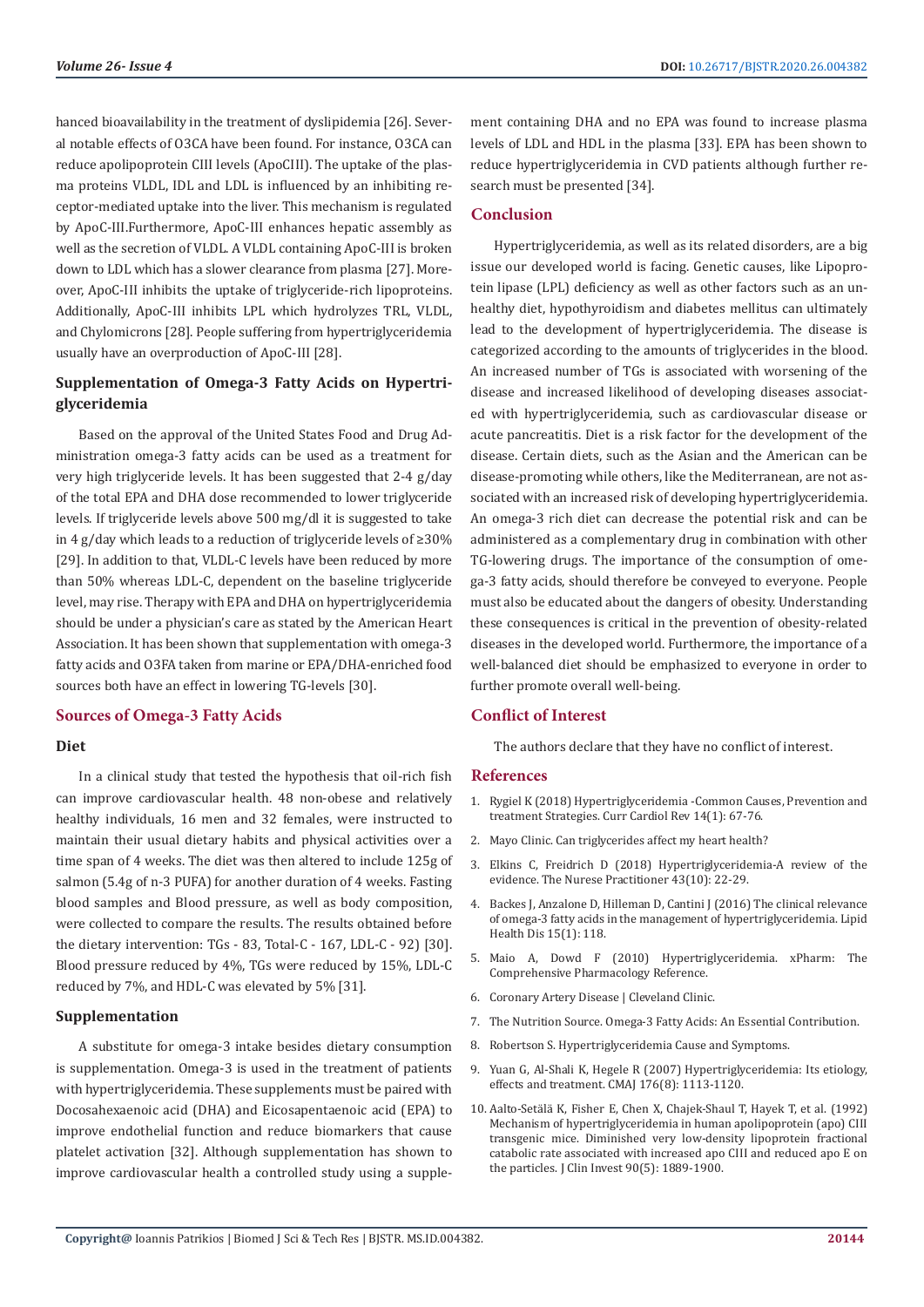hanced bioavailability in the treatment of dyslipidemia [26]. Several notable effects of O3CA have been found. For instance, O3CA can reduce apolipoprotein CIII levels (ApoCIII). The uptake of the plasma proteins VLDL, IDL and LDL is influenced by an inhibiting receptor-mediated uptake into the liver. This mechanism is regulated by ApoC-III.Furthermore, ApoC-III enhances hepatic assembly as well as the secretion of VLDL. A VLDL containing ApoC-III is broken down to LDL which has a slower clearance from plasma [27]. Moreover, ApoC-III inhibits the uptake of triglyceride-rich lipoproteins. Additionally, ApoC-III inhibits LPL which hydrolyzes TRL, VLDL, and Chylomicrons [28]. People suffering from hypertriglyceridemia usually have an overproduction of ApoC-III [28].

## Supplementation of Omega-3 Fatty Acids on Hypertriglyceridemia

Based on the approval of the United States Food and Drug Administration omega-3 fatty acids can be used as a treatment for very high triglyceride levels. It has been suggested that 2-4 g/day of the total EPA and DHA dose recommended to lower triglyceride levels. If triglyceride levels above 500 mg/dl it is suggested to take in 4 g/day which leads to a reduction of triglyceride levels of ≥30% [29]. In addition to that, VLDL-C levels have been reduced by more than 50% whereas LDL-C, dependent on the baseline triglyceride level, may rise. Therapy with EPA and DHA on hypertriglyceridemia should be under a physician's care as stated by the American Heart Association. It has been shown that supplementation with omega-3 fatty acids and O3FA taken from marine or EPA/DHA-enriched food sources both have an effect in lowering TG-levels [30].

## Sources of Omega-3 Fatty Acids

### Diet

In a clinical study that tested the hypothesis that oil-rich fish can improve cardiovascular health. 48 non-obese and relatively healthy individuals, 16 men and 32 females, were instructed to maintain their usual dietary habits and physical activities over a time span of 4 weeks. The diet was then altered to include 125g of salmon (5.4g of n-3 PUFA) for another duration of 4 weeks. Fasting blood samples and Blood pressure, as well as body composition, were collected to compare the results. The results obtained before the dietary intervention: TGs - 83, Total-C - 167, LDL-C - 92) [30]. Blood pressure reduced by 4%, TGs were reduced by 15%, LDL-C reduced by 7%, and HDL-C was elevated by 5% [31].

### Supplementation

A substitute for omega-3 intake besides dietary consumption is supplementation. Omega-3 is used in the treatment of patients with hypertriglyceridemia. These supplements must be paired with Docosahexaenoic acid (DHA) and Eicosapentaenoic acid (EPA) to improve endothelial function and reduce biomarkers that cause platelet activation [32]. Although supplementation has shown to improve cardiovascular health a controlled study using a supplement containing DHA and no EPA was found to increase plasma levels of LDL and HDL in the plasma [33]. EPA has been shown to reduce hypertriglyceridemia in CVD patients although further research must be presented [34].

## Conclusion

Hypertriglyceridemia, as well as its related disorders, are a big issue our developed world is facing. Genetic causes, like Lipoprotein lipase (LPL) deficiency as well as other factors such as an unhealthy diet, hypothyroidism and diabetes mellitus can ultimately lead to the development of hypertriglyceridemia. The disease is categorized according to the amounts of triglycerides in the blood. An increased number of TGs is associated with worsening of the disease and increased likelihood of developing diseases associated with hypertriglyceridemia, such as cardiovascular disease or acute pancreatitis. Diet is a risk factor for the development of the disease. Certain diets, such as the Asian and the American can be disease-promoting while others, like the Mediterranean, are not associated with an increased risk of developing hypertriglyceridemia. An omega-3 rich diet can decrease the potential risk and can be administered as a complementary drug in combination with other TG-lowering drugs. The importance of the consumption of omega-3 fatty acids, should therefore be conveyed to everyone. People must also be educated about the dangers of obesity. Understanding these consequences is critical in the prevention of obesity-related diseases in the developed world. Furthermore, the importance of a well-balanced diet should be emphasized to everyone in order to further promote overall well-being.

## Conflict of Interest

The authors declare that they have no conflict of interest.

## References

1. Rygiel K (2018) Hypertriglyceridemia -Common Causes, Prevention and treatment Strategies. Curr Cardiol Rev 14(1): 67-76.
2. Mayo Clinic. Can triglycerides affect my heart health?
3. Elkins C, Freidrich D (2018) Hypertriglyceridemia-A review of the evidence. The Nurese Practitioner 43(10): 22-29.
4. Backes J, Anzalone D, Hilleman D, Cantini J (2016) The clinical relevance of omega-3 fatty acids in the management of hypertriglyceridemia. Lipid Health Dis 15(1): 118.
5. Maio A, Dowd F (2010) Hypertriglyceridemia. xPharm: The Comprehensive Pharmacology Reference.
6. Coronary Artery Disease | Cleveland Clinic.
7. The Nutrition Source. Omega-3 Fatty Acids: An Essential Contribution.
8. Robertson S. Hypertriglyceridemia Cause and Symptoms.
9. Yuan G, Al-Shali K, Hegele R (2007) Hypertriglyceridemia: Its etiology, effects and treatment. CMAJ 176(8): 1113-1120.
10. Aalto-Setälä K, Fisher E, Chen X, Chajek-Shaul T, Hayek T, et al. (1992) Mechanism of hypertriglyceridemia in human apolipoprotein (apo) CIII transgenic mice. Diminished very low-density lipoprotein fractional catabolic rate associated with increased apo CIII and reduced apo E on the particles. J Clin Invest 90(5): 1889-1900.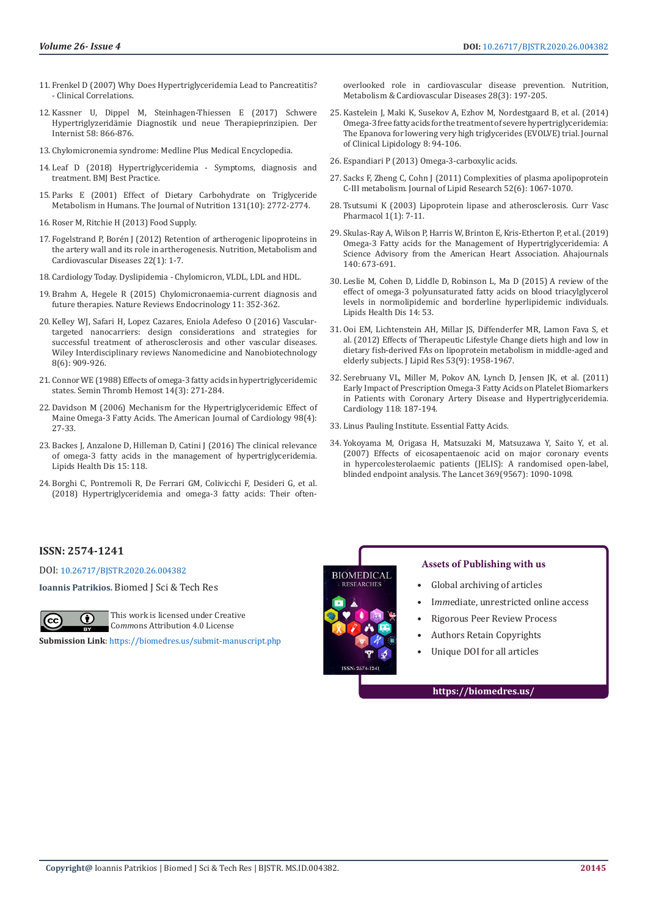11. Frenkel D (2007) Why Does Hypertriglyceridemia Lead to Pancreatitis? - Clinical Correlations.
12. Kassner U, Dippel M, Steinhagen-Thiessen E (2017) Schwere Hypertriglyzeridämie Diagnostik und neue Therapieprinzipien. Der Internist 58: 866-876.
13. Chylomicronemia syndrome: Medline Plus Medical Encyclopedia.
14. Leaf D (2018) Hypertriglyceridemia - Symptoms, diagnosis and treatment. BMJ Best Practice.
15. Parks E (2001) Effect of Dietary Carbohydrate on Triglyceride Metabolism in Humans. The Journal of Nutrition 131(10): 2772-2774.
16. Roser M, Ritchie H (2013) Food Supply.
17. Fogelstrand P, Borén J (2012) Retention of artherogenic lipoproteins in the artery wall and its role in artherogenesis. Nutrition, Metabolism and Cardiovascular Diseases 22(1): 1-7.
18. Cardiology Today. Dyslipidemia - Chylomicron, VLDL, LDL and HDL.
19. Brahm A, Hegele R (2015) Chylomicronaemia-current diagnosis and future therapies. Nature Reviews Endocrinology 11: 352-362.
20. Kelley WJ, Safari H, Lopez Cazares, Eniola Adefeso O (2016) Vascular-targeted nanocarriers: design considerations and strategies for successful treatment of atherosclerosis and other vascular diseases. Wiley Interdisciplinary reviews Nanomedicine and Nanobiotechnology 8(6): 909-926.
21. Connor WE (1988) Effects of omega-3 fatty acids in hypertriglyceridemic states. Semin Thromb Hemost 14(3): 271-284.
22. Davidson M (2006) Mechanism for the Hypertriglyceridemic Effect of Maine Omega-3 Fatty Acids. The American Journal of Cardiology 98(4): 27-33.
23. Backes J, Anzalone D, Hilleman D, Catini J (2016) The clinical relevance of omega-3 fatty acids in the management of hypertriglyceridemia. Lipids Health Dis 15: 118.
24. Borghi C, Pontremoli R, De Ferrari GM, Colivicchi F, Desideri G, et al. (2018) Hypertriglyceridemia and omega-3 fatty acids: Their often-overlooked role in cardiovascular disease prevention. Nutrition, Metabolism & Cardiovascular Diseases 28(3): 197-205.
25. Kastelein J, Maki K, Susekov A, Ezhov M, Nordestgaard B, et al. (2014) Omega-3 free fatty acids for the treatment of severe hypertriglyceridemia: The Epanova for lowering very high triglycerides (EVOLVE) trial. Journal of Clinical Lipidology 8: 94-106.
26. Espandiari P (2013) Omega-3-carboxylic acids.
27. Sacks F, Zheng C, Cohn J (2011) Complexities of plasma apolipoprotein C-III metabolism. Journal of Lipid Research 52(6): 1067-1070.
28. Tsutsumi K (2003) Lipoprotein lipase and atherosclerosis. Curr Vasc Pharmacol 1(1): 7-11.
29. Skulas-Ray A, Wilson P, Harris W, Brinton E, Kris-Etherton P, et al. (2019) Omega-3 Fatty acids for the Management of Hypertriglyceridemia: A Science Advisory from the American Heart Association. Ahajournals 140: 673-691.
30. Leslie M, Cohen D, Liddle D, Robinson L, Ma D (2015) A review of the effect of omega-3 polyunsaturated fatty acids on blood triacylglycerol levels in normolipidemic and borderline hyperlipidemic individuals. Lipids Health Dis 14: 53.
31. Ooi EM, Lichtenstein AH, Millar JS, Diffenderfer MR, Lamon Fava S, et al. (2012) Effects of Therapeutic Lifestyle Change diets high and low in dietary fish-derived FAs on lipoprotein metabolism in middle-aged and elderly subjects. J Lipid Res 53(9): 1958-1967.
32. Serebruany VL, Miller M, Pokov AN, Lynch D, Jensen JK, et al. (2011) Early Impact of Prescription Omega-3 Fatty Acids on Platelet Biomarkers in Patients with Coronary Artery Disease and Hypertriglyceridemia. Cardiology 118: 187-194.
33. Linus Pauling Institute. Essential Fatty Acids.
34. Yokoyama M, Origasa H, Matsuzaki M, Matsuzawa Y, Saito Y, et al. (2007) Effects of eicosapentaenoic acid on major coronary events in hypercolesterolaemic patients (JELIS): A randomised open-label, blinded endpoint analysis. The Lancet 369(9567): 1090-1098.

**ISSN: 2574-1241**

DOI: 10.26717/BJSTR.2020.26.004382

**Ioannis Patrikios.** Biomed J Sci & Tech Res

This work is licensed under Creative Commons Attribution 4.0 License

**Submission Link**: https://biomedres.us/submit-manuscript.php

**Assets of Publishing with us**

- Global archiving of articles
- Immediate, unrestricted online access
- Rigorous Peer Review Process
- Authors Retain Copyrights
- Unique DOI for all articles

**https://biomedres.us/**